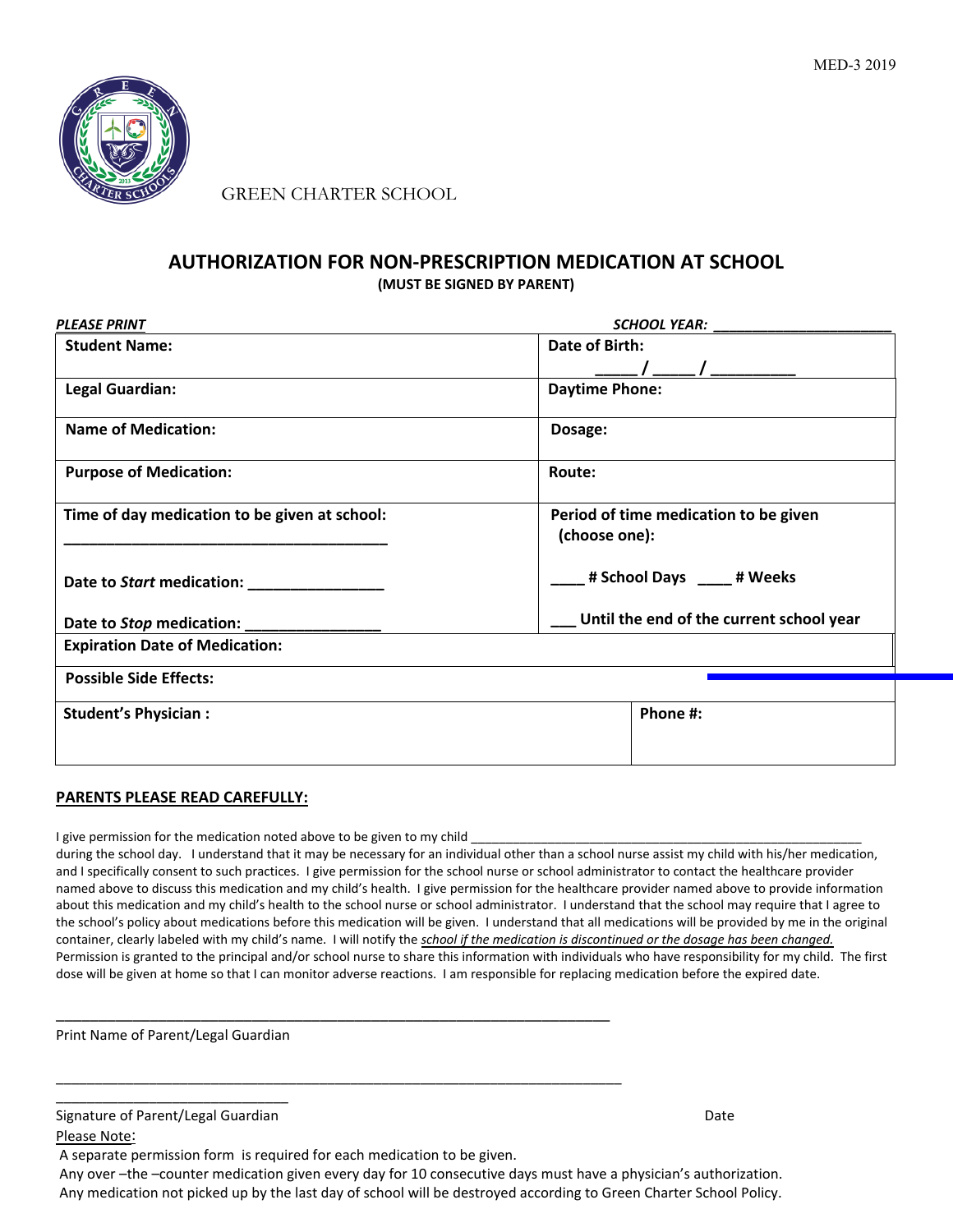MED-3 2019

GREEN CHARTER SCHOOL

## AUTHORIZATION FOR NON-PRESCRIPTION MEDICATION AT SCHOOL

**(MUST BE SIGNED BY PARENT)**

***PLEASE PRINT*** ***SCHOOL YEAR:*** ____________________

| | |
|---|---|
| **Student Name:** | **Date of Birth:** _____ / _____ / _________ |
| **Legal Guardian:** | **Daytime Phone:** |
| **Name of Medication:** | **Dosage:** |
| **Purpose of Medication:** | **Route:** |
| **Time of day medication to be given at school:** ____________________________________ <br><br> **Date to *Start* medication:** _______________ <br><br> **Date to *Stop* medication:** _______________ | **Period of time medication to be given (choose one):** <br><br> ____ **# School Days** ____ **# Weeks** <br><br> ___ **Until the end of the current school year** |
| **Expiration Date of Medication:** | |
| **Possible Side Effects:** | |
| **Student's Physician :** | **Phone #:** |

**PARENTS PLEASE READ CAREFULLY:**

I give permission for the medication noted above to be given to my child _______________________________________________________ during the school day. I understand that it may be necessary for an individual other than a school nurse assist my child with his/her medication, and I specifically consent to such practices. I give permission for the school nurse or school administrator to contact the healthcare provider named above to discuss this medication and my child's health. I give permission for the healthcare provider named above to provide information about this medication and my child's health to the school nurse or school administrator. I understand that the school may require that I agree to the school's policy about medications before this medication will be given. I understand that all medications will be provided by me in the original container, clearly labeled with my child's name. I will notify the *school if the medication is discontinued or the dosage has been changed.* Permission is granted to the principal and/or school nurse to share this information with individuals who have responsibility for my child. The first dose will be given at home so that I can monitor adverse reactions. I am responsible for replacing medication before the expired date.

_________________________________________________________________________

Print Name of Parent/Legal Guardian

_________________________________________________________________________ ______________________________

Signature of Parent/Legal Guardian Date

Please Note:

A separate permission form is required for each medication to be given.

Any over –the –counter medication given every day for 10 consecutive days must have a physician's authorization.

Any medication not picked up by the last day of school will be destroyed according to Green Charter School Policy.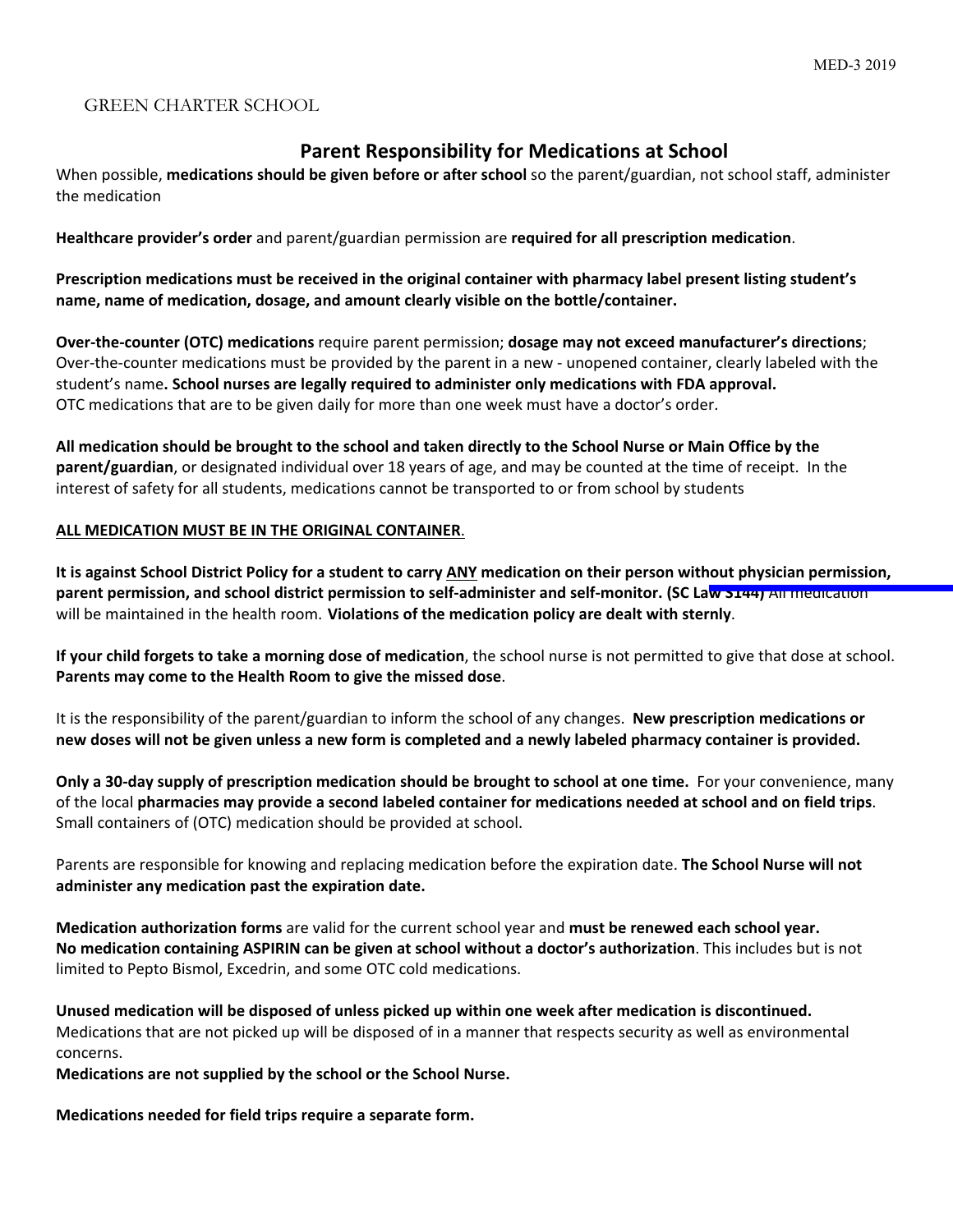GREEN CHARTER SCHOOL

## Parent Responsibility for Medications at School

When possible, **medications should be given before or after school** so the parent/guardian, not school staff, administer the medication

**Healthcare provider's order** and parent/guardian permission are **required for all prescription medication**.

**Prescription medications must be received in the original container with pharmacy label present listing student's name, name of medication, dosage, and amount clearly visible on the bottle/container.**

**Over-the-counter (OTC) medications** require parent permission; **dosage may not exceed manufacturer's directions**; Over-the-counter medications must be provided by the parent in a new - unopened container, clearly labeled with the student's name**. School nurses are legally required to administer only medications with FDA approval.** OTC medications that are to be given daily for more than one week must have a doctor's order.

**All medication should be brought to the school and taken directly to the School Nurse or Main Office by the parent/guardian**, or designated individual over 18 years of age, and may be counted at the time of receipt. In the interest of safety for all students, medications cannot be transported to or from school by students

**ALL MEDICATION MUST BE IN THE ORIGINAL CONTAINER**.

**It is against School District Policy for a student to carry ANY medication on their person without physician permission, parent permission, and school district permission to self-administer and self-monitor. (SC Law S144)** All medication will be maintained in the health room. **Violations of the medication policy are dealt with sternly**.

**If your child forgets to take a morning dose of medication**, the school nurse is not permitted to give that dose at school. **Parents may come to the Health Room to give the missed dose**.

It is the responsibility of the parent/guardian to inform the school of any changes. **New prescription medications or new doses will not be given unless a new form is completed and a newly labeled pharmacy container is provided.**

**Only a 30-day supply of prescription medication should be brought to school at one time.** For your convenience, many of the local **pharmacies may provide a second labeled container for medications needed at school and on field trips**. Small containers of (OTC) medication should be provided at school.

Parents are responsible for knowing and replacing medication before the expiration date. **The School Nurse will not administer any medication past the expiration date.**

**Medication authorization forms** are valid for the current school year and **must be renewed each school year.**
**No medication containing ASPIRIN can be given at school without a doctor's authorization**. This includes but is not limited to Pepto Bismol, Excedrin, and some OTC cold medications.

**Unused medication will be disposed of unless picked up within one week after medication is discontinued.** Medications that are not picked up will be disposed of in a manner that respects security as well as environmental concerns.
**Medications are not supplied by the school or the School Nurse.**

**Medications needed for field trips require a separate form.**